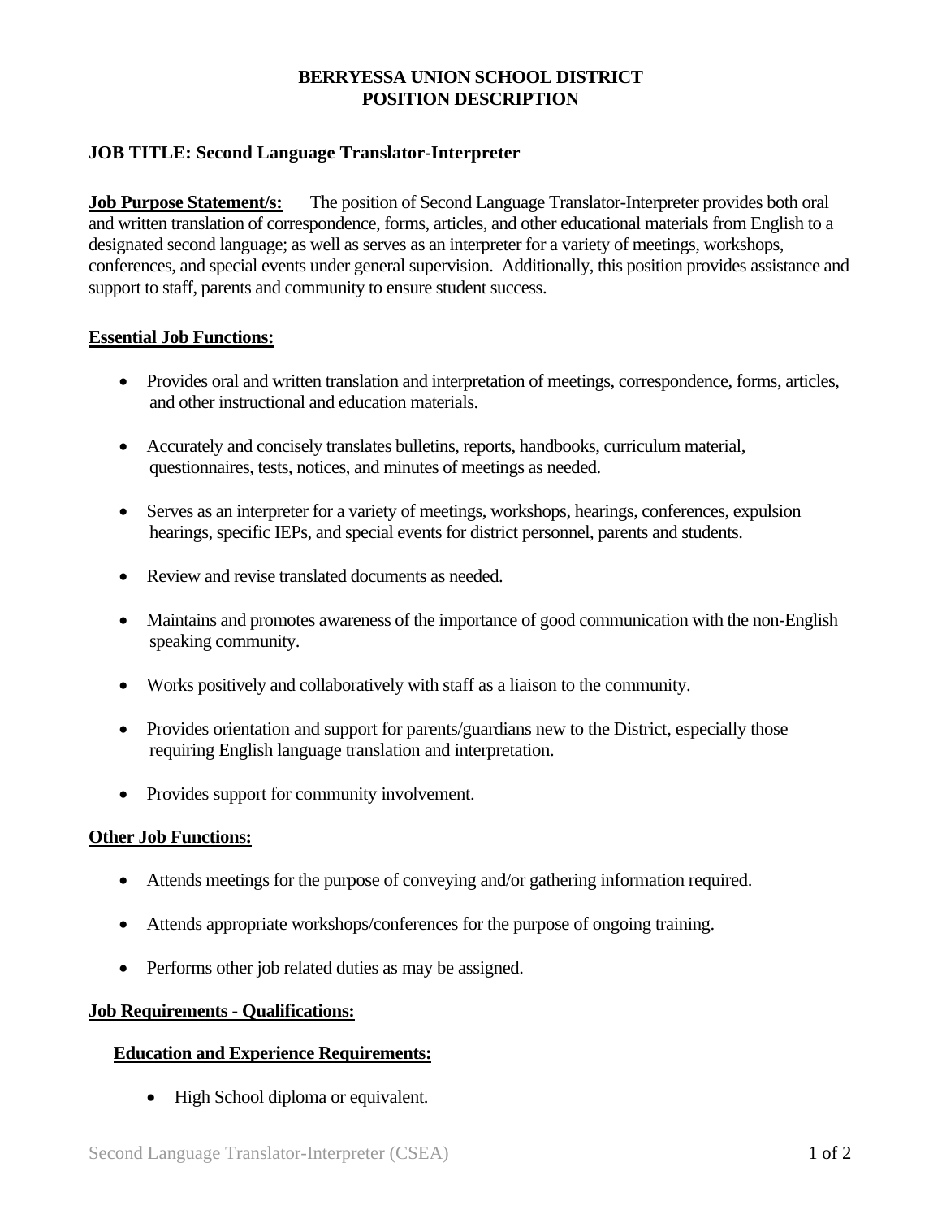# BERRYESSA UNION SCHOOL DISTRICT
# POSITION DESCRIPTION

## JOB TITLE: Second Language Translator-Interpreter

**Job Purpose Statement/s:** The position of Second Language Translator-Interpreter provides both oral and written translation of correspondence, forms, articles, and other educational materials from English to a designated second language; as well as serves as an interpreter for a variety of meetings, workshops, conferences, and special events under general supervision. Additionally, this position provides assistance and support to staff, parents and community to ensure student success.

**Essential Job Functions:**

- Provides oral and written translation and interpretation of meetings, correspondence, forms, articles, and other instructional and education materials.
- Accurately and concisely translates bulletins, reports, handbooks, curriculum material, questionnaires, tests, notices, and minutes of meetings as needed.
- Serves as an interpreter for a variety of meetings, workshops, hearings, conferences, expulsion hearings, specific IEPs, and special events for district personnel, parents and students.
- Review and revise translated documents as needed.
- Maintains and promotes awareness of the importance of good communication with the non-English speaking community.
- Works positively and collaboratively with staff as a liaison to the community.
- Provides orientation and support for parents/guardians new to the District, especially those requiring English language translation and interpretation.
- Provides support for community involvement.

**Other Job Functions:**

- Attends meetings for the purpose of conveying and/or gathering information required.
- Attends appropriate workshops/conferences for the purpose of ongoing training.
- Performs other job related duties as may be assigned.

**Job Requirements - Qualifications:**

**Education and Experience Requirements:**

- High School diploma or equivalent.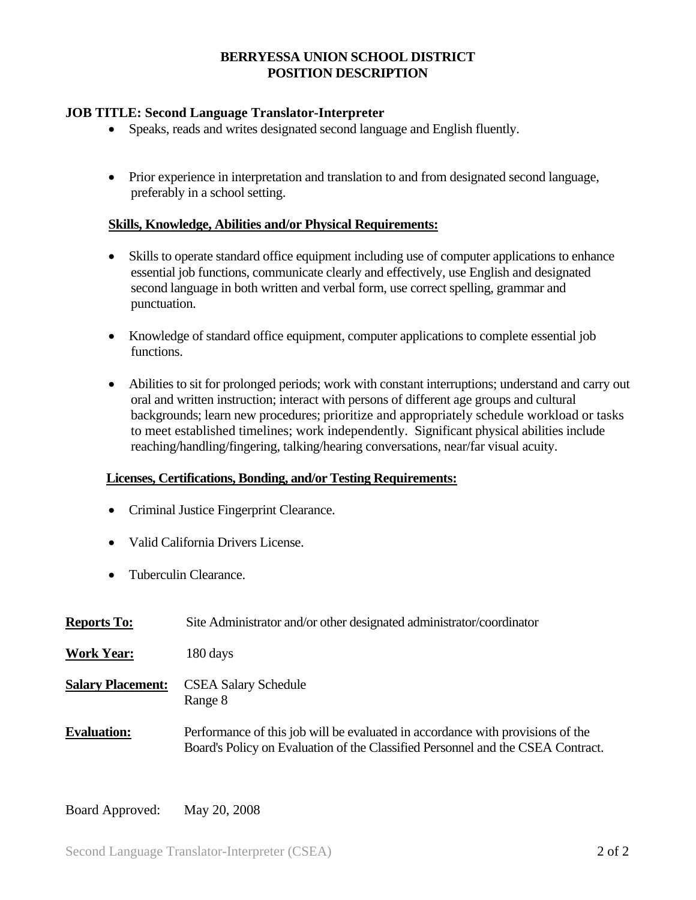**BERRYESSA UNION SCHOOL DISTRICT**
**POSITION DESCRIPTION**

**JOB TITLE: Second Language Translator-Interpreter**

- Speaks, reads and writes designated second language and English fluently.
- Prior experience in interpretation and translation to and from designated second language, preferably in a school setting.

**Skills, Knowledge, Abilities and/or Physical Requirements:**

- Skills to operate standard office equipment including use of computer applications to enhance essential job functions, communicate clearly and effectively, use English and designated second language in both written and verbal form, use correct spelling, grammar and punctuation.
- Knowledge of standard office equipment, computer applications to complete essential job functions.
- Abilities to sit for prolonged periods; work with constant interruptions; understand and carry out oral and written instruction; interact with persons of different age groups and cultural backgrounds; learn new procedures; prioritize and appropriately schedule workload or tasks to meet established timelines; work independently. Significant physical abilities include reaching/handling/fingering, talking/hearing conversations, near/far visual acuity.

**Licenses, Certifications, Bonding, and/or Testing Requirements:**

- Criminal Justice Fingerprint Clearance.
- Valid California Drivers License.
- Tuberculin Clearance.

**Reports To:** Site Administrator and/or other designated administrator/coordinator

**Work Year:** 180 days

**Salary Placement:** CSEA Salary Schedule
Range 8

**Evaluation:** Performance of this job will be evaluated in accordance with provisions of the Board's Policy on Evaluation of the Classified Personnel and the CSEA Contract.

Board Approved: May 20, 2008